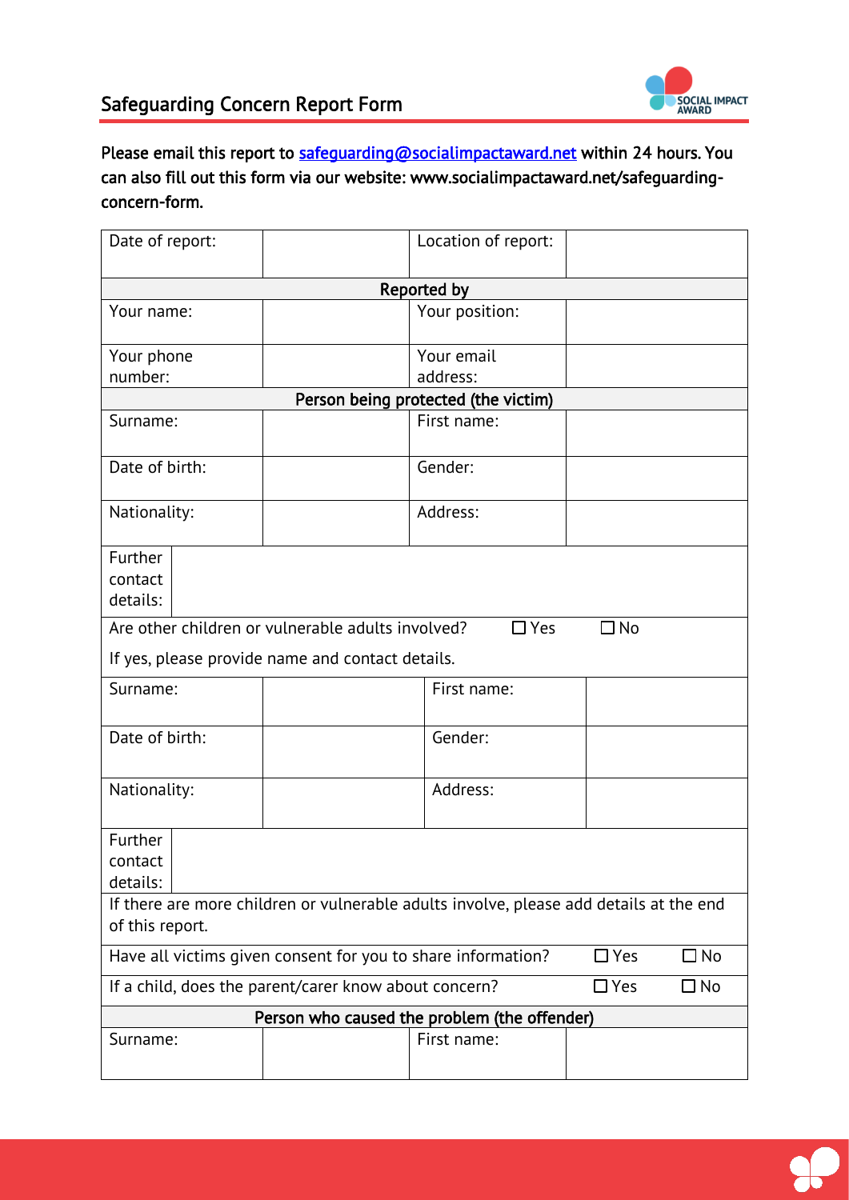# Safeguarding Concern Report Form

**Please email this report to [safeguarding@socialimpactaward.net](mailto:safeguarding@socialimpactaward.net) within 24 hours. You can also fill out this form via our website: www.socialimpactaward.net/safeguarding-concern-form.**

| | | | |
|---|---|---|---|
| Date of report: | | Location of report: | |
| **Reported by** | | | |
| Your name: | | Your position: | |
| Your phone number: | | Your email address: | |
| **Person being protected (the victim)** | | | |
| Surname: | | First name: | |
| Date of birth: | | Gender: | |
| Nationality: | | Address: | |
| Further contact details: | | | |
| Are other children or vulnerable adults involved? ☐ Yes ☐ No<br>If yes, please provide name and contact details. | | | |
| Surname: | | First name: | |
| Date of birth: | | Gender: | |
| Nationality: | | Address: | |
| Further contact details: | | | |
| If there are more children or vulnerable adults involve, please add details at the end of this report. | | | |
| Have all victims given consent for you to share information? | | ☐ Yes | ☐ No |
| If a child, does the parent/carer know about concern? | | ☐ Yes | ☐ No |
| **Person who caused the problem (the offender)** | | | |
| Surname: | | First name: | |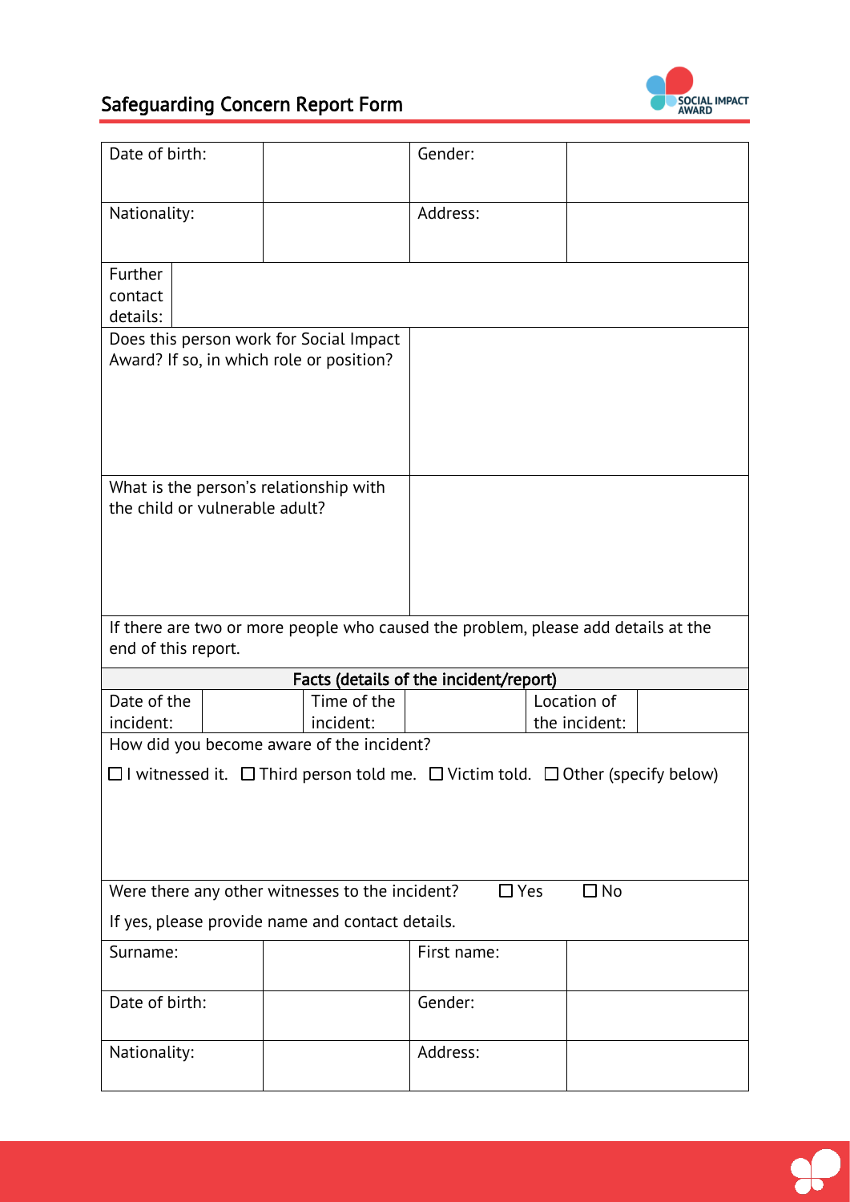# Safeguarding Concern Report Form

| Date of birth: | | Gender: | |
|---|---|---|---|
| Nationality: | | Address: | |
| Further contact details: | | | |
| Does this person work for Social Impact Award? If so, in which role or position? | | | |
| What is the person's relationship with the child or vulnerable adult? | | | |
| If there are two or more people who caused the problem, please add details at the end of this report. | | | |

**Facts (details of the incident/report)**

| Date of the incident: | | Time of the incident: | | Location of the incident: | |
|---|---|---|---|---|---|

How did you become aware of the incident?

☐ I witnessed it. ☐ Third person told me. ☐ Victim told. ☐ Other (specify below)

Were there any other witnesses to the incident? ☐ Yes ☐ No

If yes, please provide name and contact details.

| Surname: | | First name: | |
|---|---|---|---|
| Date of birth: | | Gender: | |
| Nationality: | | Address: | |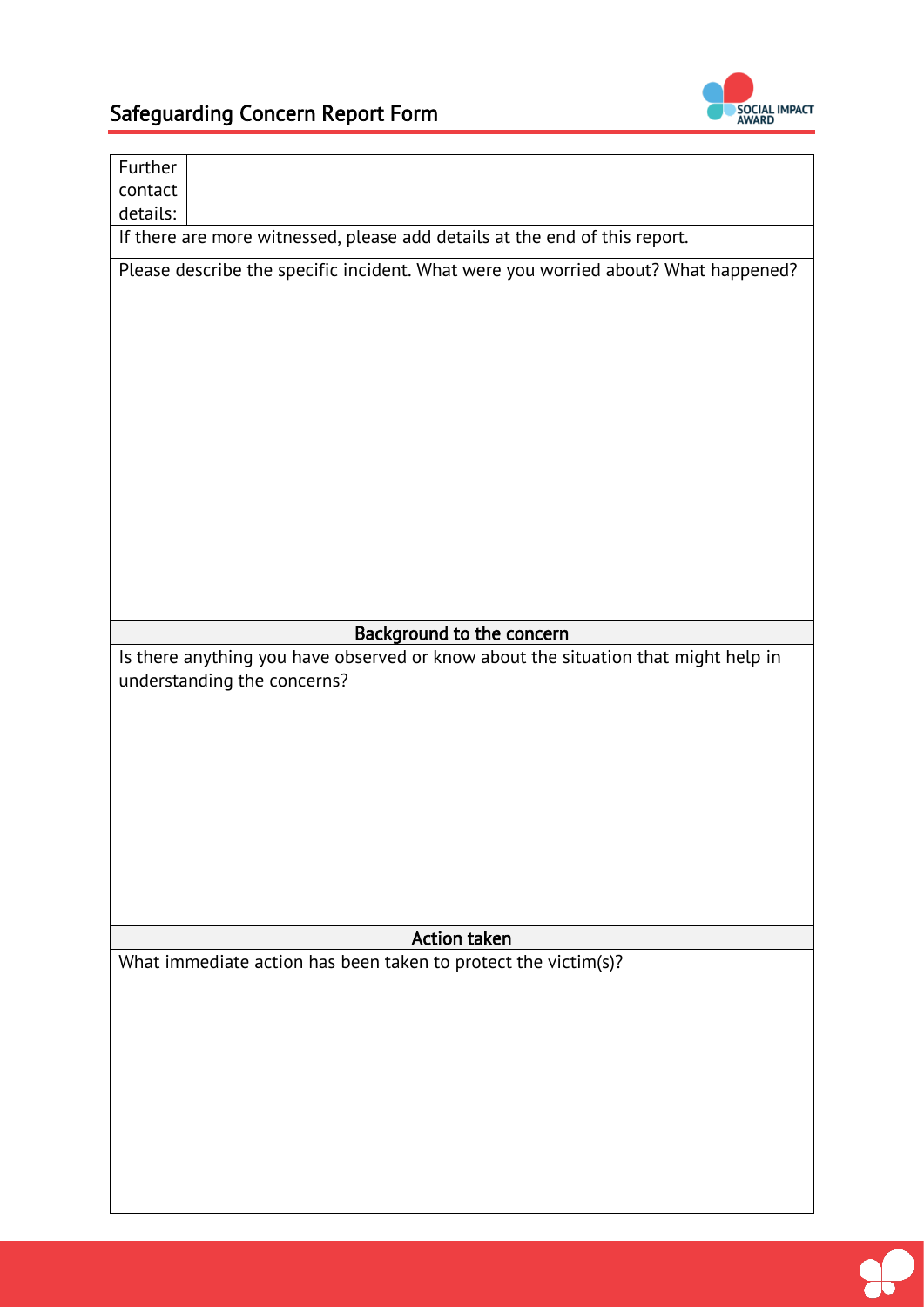| Further contact details: | |
|---|---|
| If there are more witnessed, please add details at the end of this report. | |

| Please describe the specific incident. What were you worried about? What happened? |
|---|
| |

| Background to the concern |
|---|
| Is there anything you have observed or know about the situation that might help in understanding the concerns? |

| Action taken |
|---|
| What immediate action has been taken to protect the victim(s)? |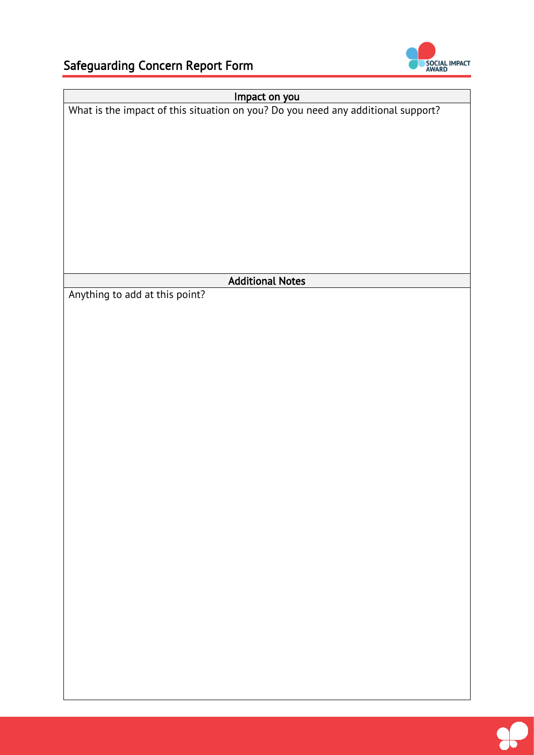# Safeguarding Concern Report Form

| Impact on you |
| --- |
| What is the impact of this situation on you? Do you need any additional support? |

| Additional Notes |
| --- |
| Anything to add at this point? |